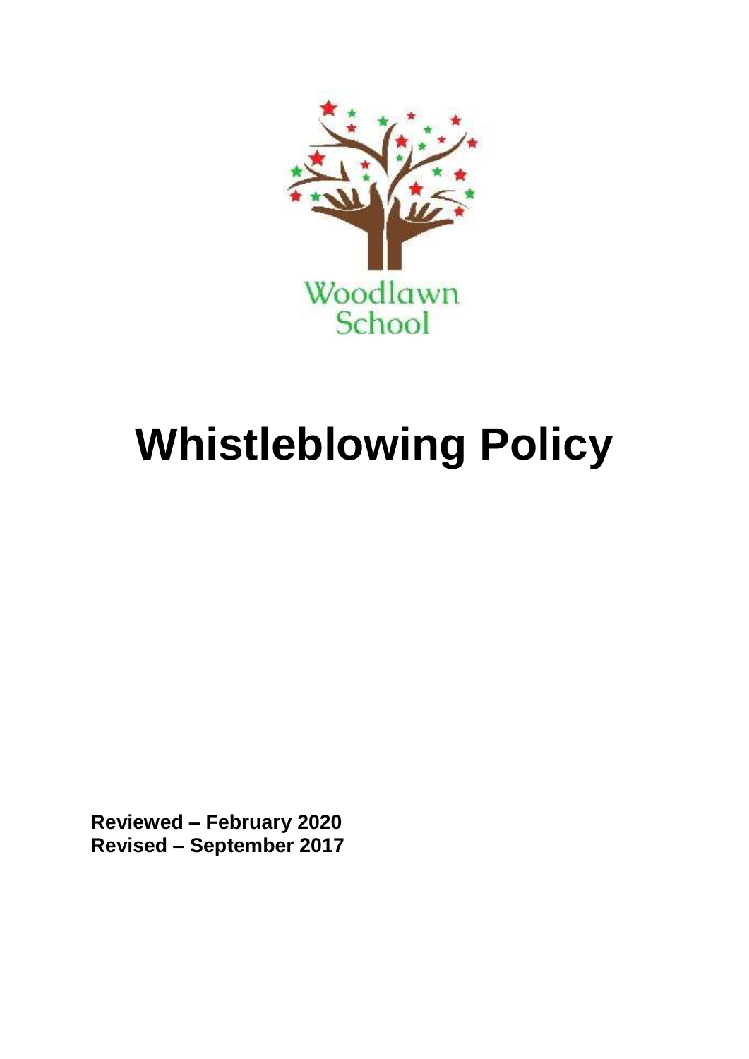Woodlawn School

# Whistleblowing Policy

**Reviewed – February 2020**
**Revised – September 2017**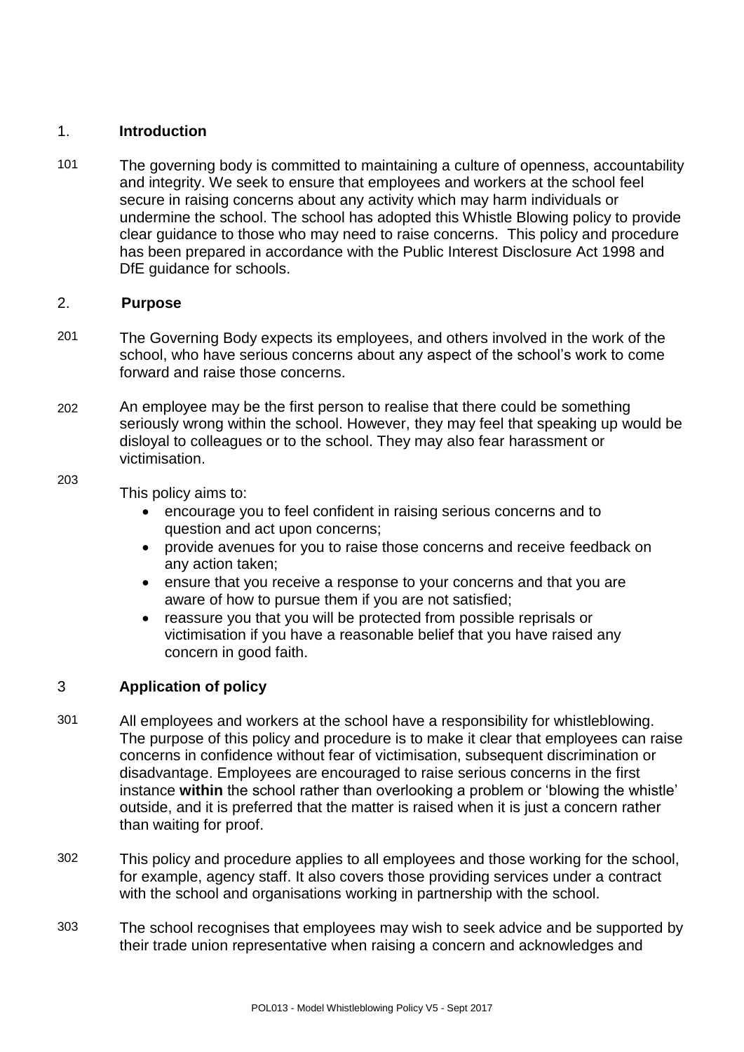## 1. Introduction

101 The governing body is committed to maintaining a culture of openness, accountability and integrity. We seek to ensure that employees and workers at the school feel secure in raising concerns about any activity which may harm individuals or undermine the school. The school has adopted this Whistle Blowing policy to provide clear guidance to those who may need to raise concerns. This policy and procedure has been prepared in accordance with the Public Interest Disclosure Act 1998 and DfE guidance for schools.

## 2. Purpose

201 The Governing Body expects its employees, and others involved in the work of the school, who have serious concerns about any aspect of the school's work to come forward and raise those concerns.

202 An employee may be the first person to realise that there could be something seriously wrong within the school. However, they may feel that speaking up would be disloyal to colleagues or to the school. They may also fear harassment or victimisation.

203 This policy aims to:

- encourage you to feel confident in raising serious concerns and to question and act upon concerns;
- provide avenues for you to raise those concerns and receive feedback on any action taken;
- ensure that you receive a response to your concerns and that you are aware of how to pursue them if you are not satisfied;
- reassure you that you will be protected from possible reprisals or victimisation if you have a reasonable belief that you have raised any concern in good faith.

## 3 Application of policy

301 All employees and workers at the school have a responsibility for whistleblowing. The purpose of this policy and procedure is to make it clear that employees can raise concerns in confidence without fear of victimisation, subsequent discrimination or disadvantage. Employees are encouraged to raise serious concerns in the first instance **within** the school rather than overlooking a problem or 'blowing the whistle' outside, and it is preferred that the matter is raised when it is just a concern rather than waiting for proof.

302 This policy and procedure applies to all employees and those working for the school, for example, agency staff. It also covers those providing services under a contract with the school and organisations working in partnership with the school.

303 The school recognises that employees may wish to seek advice and be supported by their trade union representative when raising a concern and acknowledges and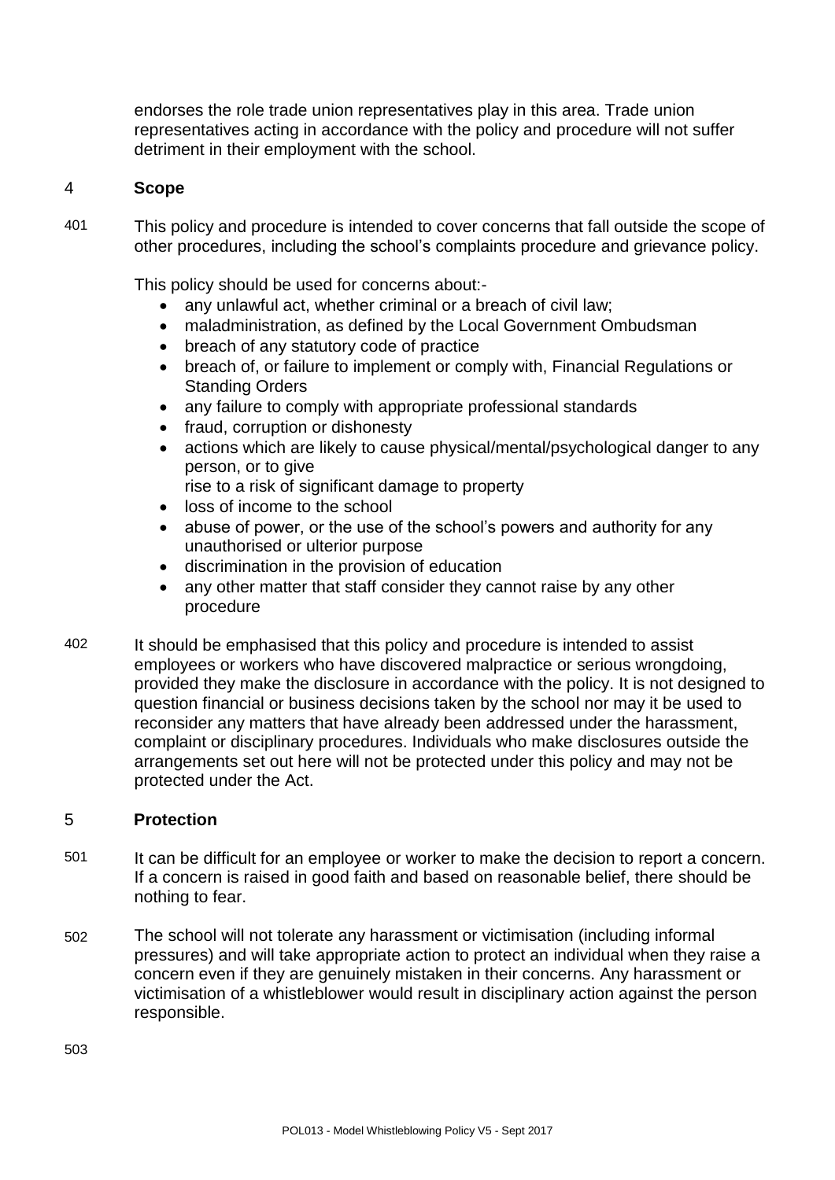endorses the role trade union representatives play in this area. Trade union representatives acting in accordance with the policy and procedure will not suffer detriment in their employment with the school.

## 4 Scope

401 This policy and procedure is intended to cover concerns that fall outside the scope of other procedures, including the school's complaints procedure and grievance policy.

This policy should be used for concerns about:-

- any unlawful act, whether criminal or a breach of civil law;
- maladministration, as defined by the Local Government Ombudsman
- breach of any statutory code of practice
- breach of, or failure to implement or comply with, Financial Regulations or Standing Orders
- any failure to comply with appropriate professional standards
- fraud, corruption or dishonesty
- actions which are likely to cause physical/mental/psychological danger to any person, or to give
  rise to a risk of significant damage to property
- loss of income to the school
- abuse of power, or the use of the school's powers and authority for any unauthorised or ulterior purpose
- discrimination in the provision of education
- any other matter that staff consider they cannot raise by any other procedure

402 It should be emphasised that this policy and procedure is intended to assist employees or workers who have discovered malpractice or serious wrongdoing, provided they make the disclosure in accordance with the policy. It is not designed to question financial or business decisions taken by the school nor may it be used to reconsider any matters that have already been addressed under the harassment, complaint or disciplinary procedures. Individuals who make disclosures outside the arrangements set out here will not be protected under this policy and may not be protected under the Act.

## 5 Protection

501 It can be difficult for an employee or worker to make the decision to report a concern. If a concern is raised in good faith and based on reasonable belief, there should be nothing to fear.

502 The school will not tolerate any harassment or victimisation (including informal pressures) and will take appropriate action to protect an individual when they raise a concern even if they are genuinely mistaken in their concerns. Any harassment or victimisation of a whistleblower would result in disciplinary action against the person responsible.

503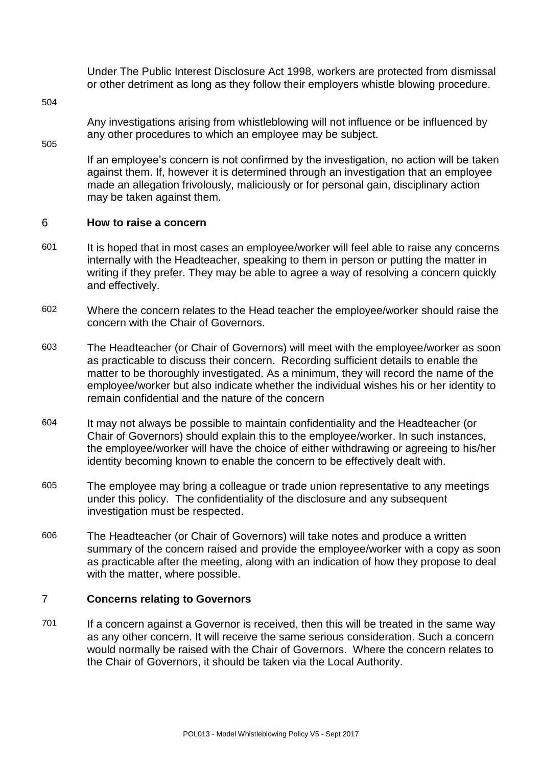Under The Public Interest Disclosure Act 1998, workers are protected from dismissal or other detriment as long as they follow their employers whistle blowing procedure.

504 Any investigations arising from whistleblowing will not influence or be influenced by any other procedures to which an employee may be subject.

505 If an employee's concern is not confirmed by the investigation, no action will be taken against them. If, however it is determined through an investigation that an employee made an allegation frivolously, maliciously or for personal gain, disciplinary action may be taken against them.

## 6 How to raise a concern

601 It is hoped that in most cases an employee/worker will feel able to raise any concerns internally with the Headteacher, speaking to them in person or putting the matter in writing if they prefer. They may be able to agree a way of resolving a concern quickly and effectively.

602 Where the concern relates to the Head teacher the employee/worker should raise the concern with the Chair of Governors.

603 The Headteacher (or Chair of Governors) will meet with the employee/worker as soon as practicable to discuss their concern. Recording sufficient details to enable the matter to be thoroughly investigated. As a minimum, they will record the name of the employee/worker but also indicate whether the individual wishes his or her identity to remain confidential and the nature of the concern

604 It may not always be possible to maintain confidentiality and the Headteacher (or Chair of Governors) should explain this to the employee/worker. In such instances, the employee/worker will have the choice of either withdrawing or agreeing to his/her identity becoming known to enable the concern to be effectively dealt with.

605 The employee may bring a colleague or trade union representative to any meetings under this policy. The confidentiality of the disclosure and any subsequent investigation must be respected.

606 The Headteacher (or Chair of Governors) will take notes and produce a written summary of the concern raised and provide the employee/worker with a copy as soon as practicable after the meeting, along with an indication of how they propose to deal with the matter, where possible.

## 7 Concerns relating to Governors

701 If a concern against a Governor is received, then this will be treated in the same way as any other concern. It will receive the same serious consideration. Such a concern would normally be raised with the Chair of Governors. Where the concern relates to the Chair of Governors, it should be taken via the Local Authority.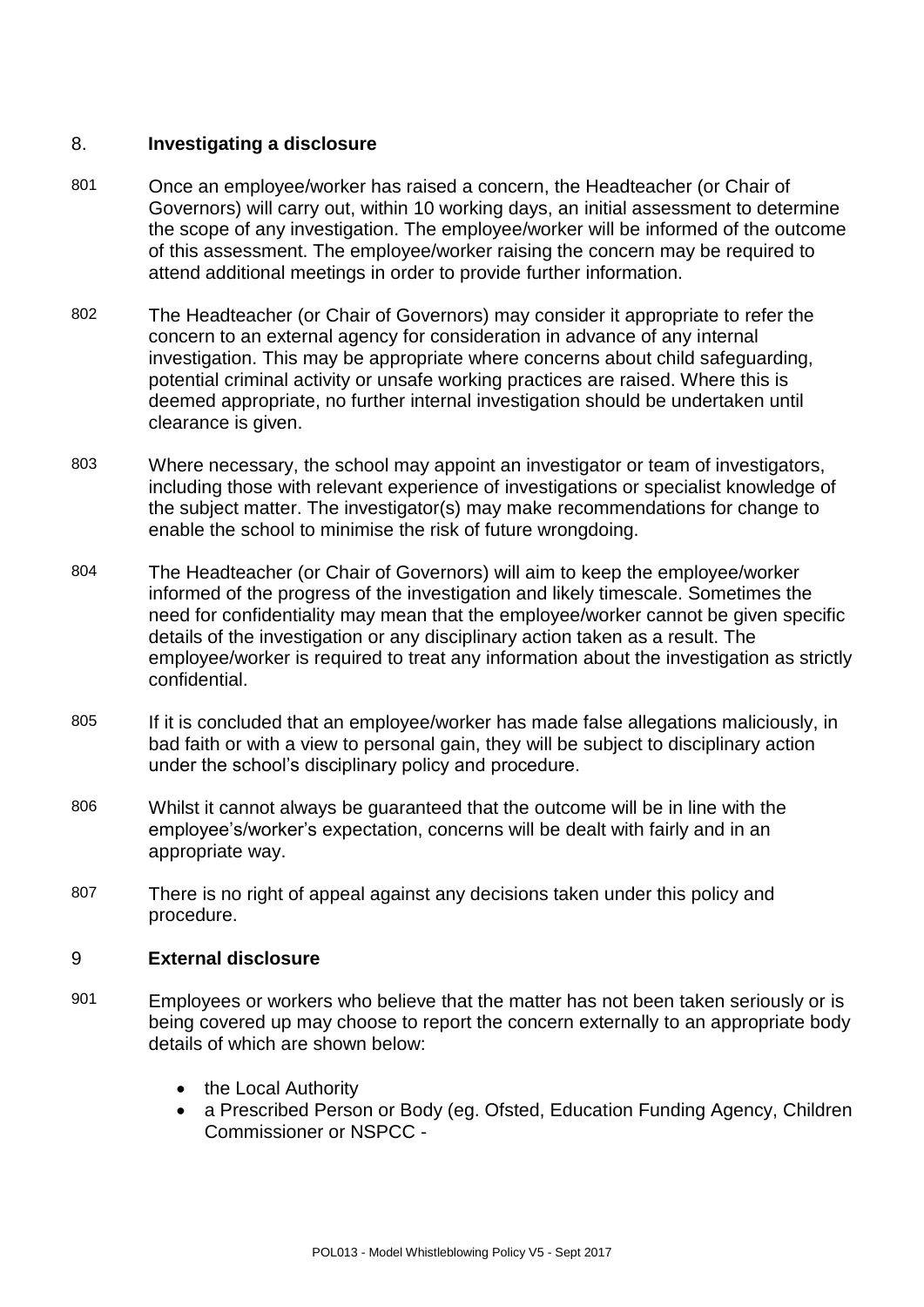## 8. Investigating a disclosure

801 Once an employee/worker has raised a concern, the Headteacher (or Chair of Governors) will carry out, within 10 working days, an initial assessment to determine the scope of any investigation. The employee/worker will be informed of the outcome of this assessment. The employee/worker raising the concern may be required to attend additional meetings in order to provide further information.

802 The Headteacher (or Chair of Governors) may consider it appropriate to refer the concern to an external agency for consideration in advance of any internal investigation. This may be appropriate where concerns about child safeguarding, potential criminal activity or unsafe working practices are raised. Where this is deemed appropriate, no further internal investigation should be undertaken until clearance is given.

803 Where necessary, the school may appoint an investigator or team of investigators, including those with relevant experience of investigations or specialist knowledge of the subject matter. The investigator(s) may make recommendations for change to enable the school to minimise the risk of future wrongdoing.

804 The Headteacher (or Chair of Governors) will aim to keep the employee/worker informed of the progress of the investigation and likely timescale. Sometimes the need for confidentiality may mean that the employee/worker cannot be given specific details of the investigation or any disciplinary action taken as a result. The employee/worker is required to treat any information about the investigation as strictly confidential.

805 If it is concluded that an employee/worker has made false allegations maliciously, in bad faith or with a view to personal gain, they will be subject to disciplinary action under the school's disciplinary policy and procedure.

806 Whilst it cannot always be guaranteed that the outcome will be in line with the employee's/worker's expectation, concerns will be dealt with fairly and in an appropriate way.

807 There is no right of appeal against any decisions taken under this policy and procedure.

## 9 External disclosure

901 Employees or workers who believe that the matter has not been taken seriously or is being covered up may choose to report the concern externally to an appropriate body details of which are shown below:

- the Local Authority
- a Prescribed Person or Body (eg. Ofsted, Education Funding Agency, Children Commissioner or NSPCC -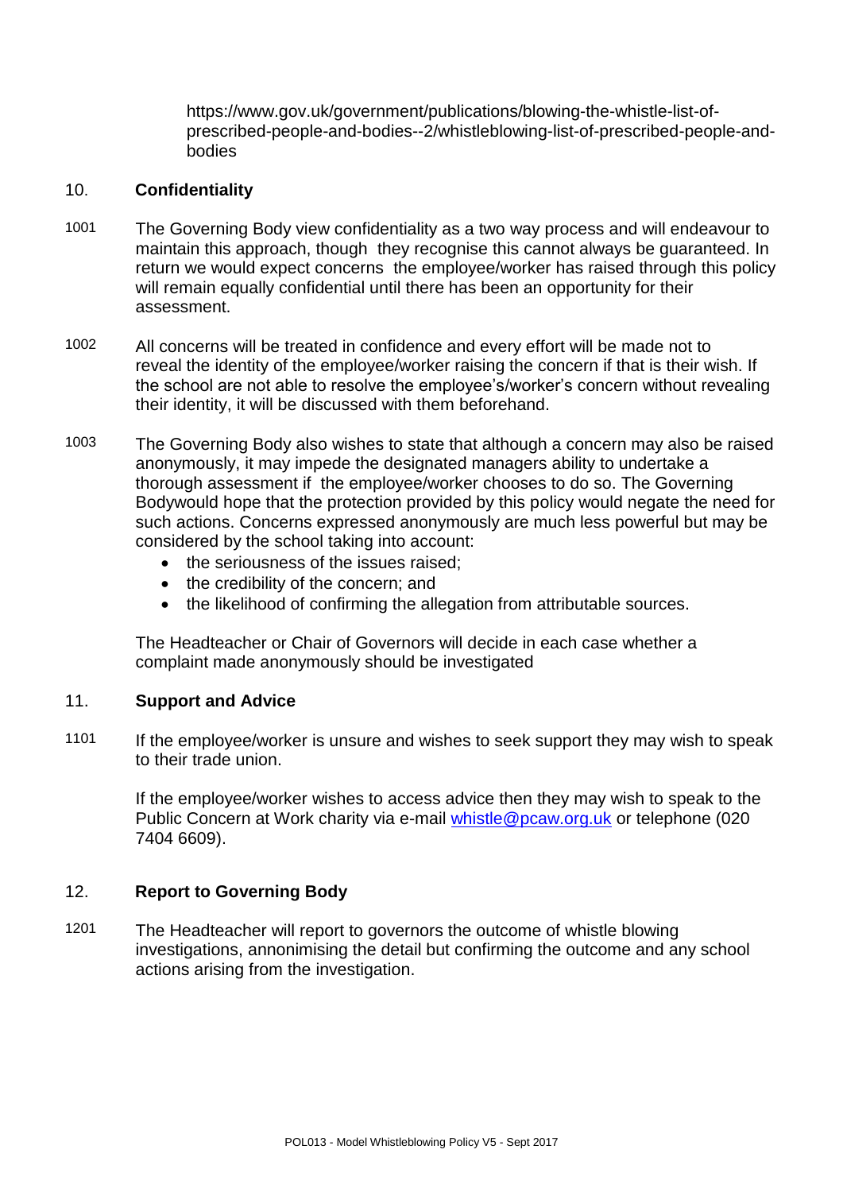https://www.gov.uk/government/publications/blowing-the-whistle-list-of-prescribed-people-and-bodies--2/whistleblowing-list-of-prescribed-people-and-bodies

## 10. Confidentiality

1001 The Governing Body view confidentiality as a two way process and will endeavour to maintain this approach, though they recognise this cannot always be guaranteed. In return we would expect concerns the employee/worker has raised through this policy will remain equally confidential until there has been an opportunity for their assessment.

1002 All concerns will be treated in confidence and every effort will be made not to reveal the identity of the employee/worker raising the concern if that is their wish. If the school are not able to resolve the employee's/worker's concern without revealing their identity, it will be discussed with them beforehand.

1003 The Governing Body also wishes to state that although a concern may also be raised anonymously, it may impede the designated managers ability to undertake a thorough assessment if the employee/worker chooses to do so. The Governing Bodywould hope that the protection provided by this policy would negate the need for such actions. Concerns expressed anonymously are much less powerful but may be considered by the school taking into account:

- the seriousness of the issues raised;
- the credibility of the concern; and
- the likelihood of confirming the allegation from attributable sources.

The Headteacher or Chair of Governors will decide in each case whether a complaint made anonymously should be investigated

## 11. Support and Advice

1101 If the employee/worker is unsure and wishes to seek support they may wish to speak to their trade union.

If the employee/worker wishes to access advice then they may wish to speak to the Public Concern at Work charity via e-mail whistle@pcaw.org.uk or telephone (020 7404 6609).

## 12. Report to Governing Body

1201 The Headteacher will report to governors the outcome of whistle blowing investigations, annonimising the detail but confirming the outcome and any school actions arising from the investigation.